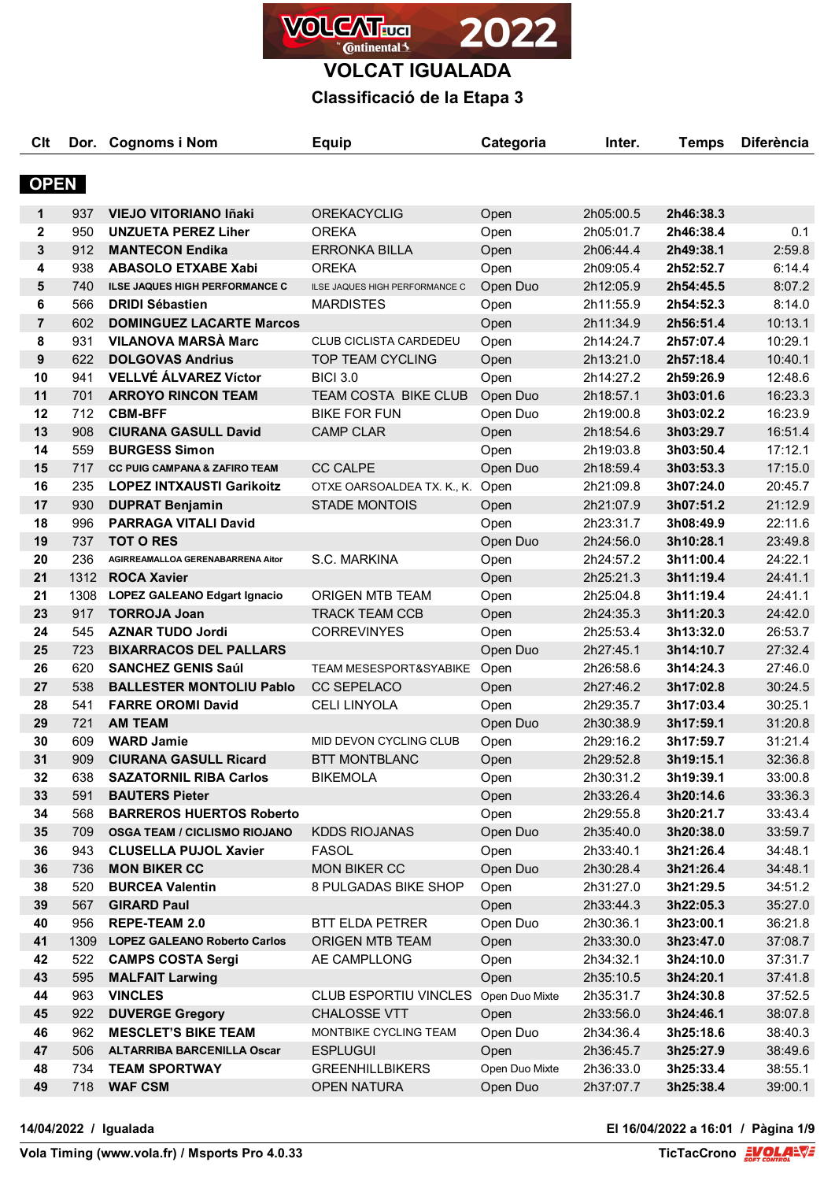# VOLCAT 2022

## VOLCAT IGUALADA

### Classificació de la Etapa 3

**OPEN**

| Clt | Dor. | Cognoms i Nom | Equip | Categoria | Inter. | Temps | Diferència |
|---|---|---|---|---|---|---|---|
| 1 | 937 | **VIEJO VITORIANO Iñaki** | OREKACYCLIG | Open | 2h05:00.5 | **2h46:38.3** | |
| 2 | 950 | **UNZUETA PEREZ Liher** | OREKA | Open | 2h05:01.7 | **2h46:38.4** | 0.1 |
| 3 | 912 | **MANTECON Endika** | ERRONKA BILLA | Open | 2h06:44.4 | **2h49:38.1** | 2:59.8 |
| 4 | 938 | **ABASOLO ETXABE Xabi** | OREKA | Open | 2h09:05.4 | **2h52:52.7** | 6:14.4 |
| 5 | 740 | **ILSE JAQUES HIGH PERFORMANCE C** | ILSE JAQUES HIGH PERFORMANCE C | Open Duo | 2h12:05.9 | **2h54:45.5** | 8:07.2 |
| 6 | 566 | **DRIDI Sébastien** | MARDISTES | Open | 2h11:55.9 | **2h54:52.3** | 8:14.0 |
| 7 | 602 | **DOMINGUEZ LACARTE Marcos** | | Open | 2h11:34.9 | **2h56:51.4** | 10:13.1 |
| 8 | 931 | **VILANOVA MARSÀ Marc** | CLUB CICLISTA CARDEDEU | Open | 2h14:24.7 | **2h57:07.4** | 10:29.1 |
| 9 | 622 | **DOLGOVAS Andrius** | TOP TEAM CYCLING | Open | 2h13:21.0 | **2h57:18.4** | 10:40.1 |
| 10 | 941 | **VELLVÉ ÁLVAREZ Víctor** | BICI 3.0 | Open | 2h14:27.2 | **2h59:26.9** | 12:48.6 |
| 11 | 701 | **ARROYO RINCON TEAM** | TEAM COSTA BIKE CLUB | Open Duo | 2h18:57.1 | **3h03:01.6** | 16:23.3 |
| 12 | 712 | **CBM-BFF** | BIKE FOR FUN | Open Duo | 2h19:00.8 | **3h03:02.2** | 16:23.9 |
| 13 | 908 | **CIURANA GASULL David** | CAMP CLAR | Open | 2h18:54.6 | **3h03:29.7** | 16:51.4 |
| 14 | 559 | **BURGESS Simon** | | Open | 2h19:03.8 | **3h03:50.4** | 17:12.1 |
| 15 | 717 | **CC PUIG CAMPANA & ZAFIRO TEAM** | CC CALPE | Open Duo | 2h18:59.4 | **3h03:53.3** | 17:15.0 |
| 16 | 235 | **LOPEZ INTXAUSTI Garikoitz** | OTXE OARSOALDEA TX. K., K. | Open | 2h21:09.8 | **3h07:24.0** | 20:45.7 |
| 17 | 930 | **DUPRAT Benjamin** | STADE MONTOIS | Open | 2h21:07.9 | **3h07:51.2** | 21:12.9 |
| 18 | 996 | **PARRAGA VITALI David** | | Open | 2h23:31.7 | **3h08:49.9** | 22:11.6 |
| 19 | 737 | **TOT O RES** | | Open Duo | 2h24:56.0 | **3h10:28.1** | 23:49.8 |
| 20 | 236 | **AGIRREAMALLOA GERENABARRENA Aitor** | S.C. MARKINA | Open | 2h24:57.2 | **3h11:00.4** | 24:22.1 |
| 21 | 1312 | **ROCA Xavier** | | Open | 2h25:21.3 | **3h11:19.4** | 24:41.1 |
| 21 | 1308 | **LOPEZ GALEANO Edgart Ignacio** | ORIGEN MTB TEAM | Open | 2h25:04.8 | **3h11:19.4** | 24:41.1 |
| 23 | 917 | **TORROJA Joan** | TRACK TEAM CCB | Open | 2h24:35.3 | **3h11:20.3** | 24:42.0 |
| 24 | 545 | **AZNAR TUDO Jordi** | CORREVINYES | Open | 2h25:53.4 | **3h13:32.0** | 26:53.7 |
| 25 | 723 | **BIXARRACOS DEL PALLARS** | | Open Duo | 2h27:45.1 | **3h14:10.7** | 27:32.4 |
| 26 | 620 | **SANCHEZ GENIS Saúl** | TEAM MESESPORT&SYABIKE | Open | 2h26:58.6 | **3h14:24.3** | 27:46.0 |
| 27 | 538 | **BALLESTER MONTOLIU Pablo** | CC SEPELACO | Open | 2h27:46.2 | **3h17:02.8** | 30:24.5 |
| 28 | 541 | **FARRE OROMI David** | CELI LINYOLA | Open | 2h29:35.7 | **3h17:03.4** | 30:25.1 |
| 29 | 721 | **AM TEAM** | | Open Duo | 2h30:38.9 | **3h17:59.1** | 31:20.8 |
| 30 | 609 | **WARD Jamie** | MID DEVON CYCLING CLUB | Open | 2h29:16.2 | **3h17:59.7** | 31:21.4 |
| 31 | 909 | **CIURANA GASULL Ricard** | BTT MONTBLANC | Open | 2h29:52.8 | **3h19:15.1** | 32:36.8 |
| 32 | 638 | **SAZATORNIL RIBA Carlos** | BIKEMOLA | Open | 2h30:31.2 | **3h19:39.1** | 33:00.8 |
| 33 | 591 | **BAUTERS Pieter** | | Open | 2h33:26.4 | **3h20:14.6** | 33:36.3 |
| 34 | 568 | **BARREROS HUERTOS Roberto** | | Open | 2h29:55.8 | **3h20:21.7** | 33:43.4 |
| 35 | 709 | **OSGA TEAM / CICLISMO RIOJANO** | KDDS RIOJANAS | Open Duo | 2h35:40.0 | **3h20:38.0** | 33:59.7 |
| 36 | 943 | **CLUSELLA PUJOL Xavier** | FASOL | Open | 2h33:40.1 | **3h21:26.4** | 34:48.1 |
| 36 | 736 | **MON BIKER CC** | MON BIKER CC | Open Duo | 2h30:28.4 | **3h21:26.4** | 34:48.1 |
| 38 | 520 | **BURCEA Valentin** | 8 PULGADAS BIKE SHOP | Open | 2h31:27.0 | **3h21:29.5** | 34:51.2 |
| 39 | 567 | **GIRARD Paul** | | Open | 2h33:44.3 | **3h22:05.3** | 35:27.0 |
| 40 | 956 | **REPE-TEAM 2.0** | BTT ELDA PETRER | Open Duo | 2h30:36.1 | **3h23:00.1** | 36:21.8 |
| 41 | 1309 | **LOPEZ GALEANO Roberto Carlos** | ORIGEN MTB TEAM | Open | 2h33:30.0 | **3h23:47.0** | 37:08.7 |
| 42 | 522 | **CAMPS COSTA Sergi** | AE CAMPLLONG | Open | 2h34:32.1 | **3h24:10.0** | 37:31.7 |
| 43 | 595 | **MALFAIT Larwing** | | Open | 2h35:10.5 | **3h24:20.1** | 37:41.8 |
| 44 | 963 | **VINCLES** | CLUB ESPORTIU VINCLES | Open Duo Mixte | 2h35:31.7 | **3h24:30.8** | 37:52.5 |
| 45 | 922 | **DUVERGE Gregory** | CHALOSSE VTT | Open | 2h33:56.0 | **3h24:46.1** | 38:07.8 |
| 46 | 962 | **MESCLET'S BIKE TEAM** | MONTBIKE CYCLING TEAM | Open Duo | 2h34:36.4 | **3h25:18.6** | 38:40.3 |
| 47 | 506 | **ALTARRIBA BARCENILLA Oscar** | ESPLUGUI | Open | 2h36:45.7 | **3h25:27.9** | 38:49.6 |
| 48 | 734 | **TEAM SPORTWAY** | GREENHILLBIKERS | Open Duo Mixte | 2h36:33.0 | **3h25:33.4** | 38:55.1 |
| 49 | 718 | **WAF CSM** | OPEN NATURA | Open Duo | 2h37:07.7 | **3h25:38.4** | 39:00.1 |

**14/04/2022 / Igualada** — **El 16/04/2022 a 16:01**

**Vola Timing (www.vola.fr) / Msports Pro 4.0.33** — **TicTacCrono**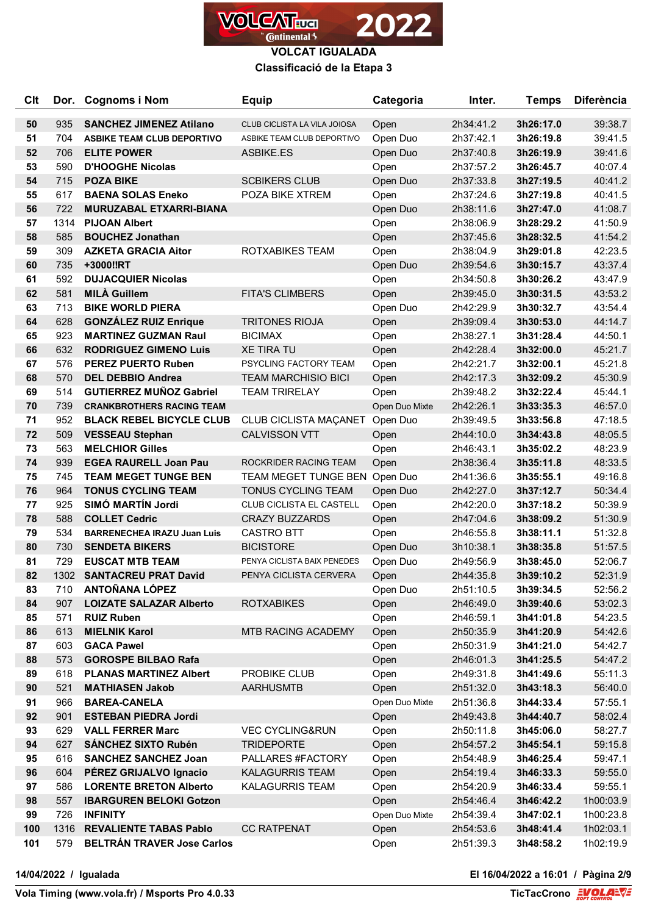**VOLCAT IGUALADA**

**Classificació de la Etapa 3**

| Clt | Dor. | Cognoms i Nom | Equip | Categoria | Inter. | Temps | Diferència |
|---|---|---|---|---|---|---|---|
| 50 | 935 | SANCHEZ JIMENEZ Atilano | CLUB CICLISTA LA VILA JOIOSA | Open | 2h34:41.2 | 3h26:17.0 | 39:38.7 |
| 51 | 704 | ASBIKE TEAM CLUB DEPORTIVO | ASBIKE TEAM CLUB DEPORTIVO | Open Duo | 2h37:42.1 | 3h26:19.8 | 39:41.5 |
| 52 | 706 | ELITE POWER | ASBIKE.ES | Open Duo | 2h37:40.8 | 3h26:19.9 | 39:41.6 |
| 53 | 590 | D'HOOGHE Nicolas | | Open | 2h37:57.2 | 3h26:45.7 | 40:07.4 |
| 54 | 715 | POZA BIKE | SCBIKERS CLUB | Open Duo | 2h37:33.8 | 3h27:19.5 | 40:41.2 |
| 55 | 617 | BAENA SOLAS Eneko | POZA BIKE XTREM | Open | 2h37:24.6 | 3h27:19.8 | 40:41.5 |
| 56 | 722 | MURUZABAL ETXARRI-BIANA | | Open Duo | 2h38:11.6 | 3h27:47.0 | 41:08.7 |
| 57 | 1314 | PIJOAN Albert | | Open | 2h38:06.9 | 3h28:29.2 | 41:50.9 |
| 58 | 585 | BOUCHEZ Jonathan | | Open | 2h37:45.6 | 3h28:32.5 | 41:54.2 |
| 59 | 309 | AZKETA GRACIA Aitor | ROTXABIKES TEAM | Open | 2h38:04.9 | 3h29:01.8 | 42:23.5 |
| 60 | 735 | +3000!!RT | | Open Duo | 2h39:54.6 | 3h30:15.7 | 43:37.4 |
| 61 | 592 | DUJACQUIER Nicolas | | Open | 2h34:50.8 | 3h30:26.2 | 43:47.9 |
| 62 | 581 | MILÀ Guillem | FITA'S CLIMBERS | Open | 2h39:45.0 | 3h30:31.5 | 43:53.2 |
| 63 | 713 | BIKE WORLD PIERA | | Open Duo | 2h42:29.9 | 3h30:32.7 | 43:54.4 |
| 64 | 628 | GONZÁLEZ RUIZ Enrique | TRITONES RIOJA | Open | 2h39:09.4 | 3h30:53.0 | 44:14.7 |
| 65 | 923 | MARTINEZ GUZMAN Raul | BICIMAX | Open | 2h38:27.1 | 3h31:28.4 | 44:50.1 |
| 66 | 632 | RODRIGUEZ GIMENO Luis | XE TIRA TU | Open | 2h42:28.4 | 3h32:00.0 | 45:21.7 |
| 67 | 576 | PEREZ PUERTO Ruben | PSYCLING FACTORY TEAM | Open | 2h42:21.7 | 3h32:00.1 | 45:21.8 |
| 68 | 570 | DEL DEBBIO Andrea | TEAM MARCHISIO BICI | Open | 2h42:17.3 | 3h32:09.2 | 45:30.9 |
| 69 | 514 | GUTIERREZ MUÑOZ Gabriel | TEAM TRIRELAY | Open | 2h39:48.2 | 3h32:22.4 | 45:44.1 |
| 70 | 739 | CRANKBROTHERS RACING TEAM | | Open Duo Mixte | 2h42:26.1 | 3h33:35.3 | 46:57.0 |
| 71 | 952 | BLACK REBEL BICYCLE CLUB | CLUB CICLISTA MAÇANET | Open Duo | 2h39:49.5 | 3h33:56.8 | 47:18.5 |
| 72 | 509 | VESSEAU Stephan | CALVISSON VTT | Open | 2h44:10.0 | 3h34:43.8 | 48:05.5 |
| 73 | 563 | MELCHIOR Gilles | | Open | 2h46:43.1 | 3h35:02.2 | 48:23.9 |
| 74 | 939 | EGEA RAURELL Joan Pau | ROCKRIDER RACING TEAM | Open | 2h38:36.4 | 3h35:11.8 | 48:33.5 |
| 75 | 745 | TEAM MEGET TUNGE BEN | TEAM MEGET TUNGE BEN | Open Duo | 2h41:36.6 | 3h35:55.1 | 49:16.8 |
| 76 | 964 | TONUS CYCLING TEAM | TONUS CYCLING TEAM | Open Duo | 2h42:27.0 | 3h37:12.7 | 50:34.4 |
| 77 | 925 | SIMÓ MARTÍN Jordi | CLUB CICLISTA EL CASTELL | Open | 2h42:20.0 | 3h37:18.2 | 50:39.9 |
| 78 | 588 | COLLET Cedric | CRAZY BUZZARDS | Open | 2h47:04.6 | 3h38:09.2 | 51:30.9 |
| 79 | 534 | BARRENECHEA IRAZU Juan Luis | CASTRO BTT | Open | 2h46:55.8 | 3h38:11.1 | 51:32.8 |
| 80 | 730 | SENDETA BIKERS | BICISTORE | Open Duo | 3h10:38.1 | 3h38:35.8 | 51:57.5 |
| 81 | 729 | EUSCAT MTB TEAM | PENYA CICLISTA BAIX PENEDES | Open Duo | 2h49:56.9 | 3h38:45.0 | 52:06.7 |
| 82 | 1302 | SANTACREU PRAT David | PENYA CICLISTA CERVERA | Open | 2h44:35.8 | 3h39:10.2 | 52:31.9 |
| 83 | 710 | ANTOÑANA LÓPEZ | | Open Duo | 2h51:10.5 | 3h39:34.5 | 52:56.2 |
| 84 | 907 | LOIZATE SALAZAR Alberto | ROTXABIKES | Open | 2h46:49.0 | 3h39:40.6 | 53:02.3 |
| 85 | 571 | RUIZ Ruben | | Open | 2h46:59.1 | 3h41:01.8 | 54:23.5 |
| 86 | 613 | MIELNIK Karol | MTB RACING ACADEMY | Open | 2h50:35.9 | 3h41:20.9 | 54:42.6 |
| 87 | 603 | GACA Pawel | | Open | 2h50:31.9 | 3h41:21.0 | 54:42.7 |
| 88 | 573 | GOROSPE BILBAO Rafa | | Open | 2h46:01.3 | 3h41:25.5 | 54:47.2 |
| 89 | 618 | PLANAS MARTINEZ Albert | PROBIKE CLUB | Open | 2h49:31.8 | 3h41:49.6 | 55:11.3 |
| 90 | 521 | MATHIASEN Jakob | AARHUSMTB | Open | 2h51:32.0 | 3h43:18.3 | 56:40.0 |
| 91 | 966 | BAREA-CANELA | | Open Duo Mixte | 2h51:36.8 | 3h44:33.4 | 57:55.1 |
| 92 | 901 | ESTEBAN PIEDRA Jordi | | Open | 2h49:43.8 | 3h44:40.7 | 58:02.4 |
| 93 | 629 | VALL FERRER Marc | VEC CYCLING&RUN | Open | 2h50:11.8 | 3h45:06.0 | 58:27.7 |
| 94 | 627 | SÁNCHEZ SIXTO Rubén | TRIDEPORTE | Open | 2h54:57.2 | 3h45:54.1 | 59:15.8 |
| 95 | 616 | SANCHEZ SANCHEZ Joan | PALLARES #FACTORY | Open | 2h54:48.9 | 3h46:25.4 | 59:47.1 |
| 96 | 604 | PÉREZ GRIJALVO Ignacio | KALAGURRIS TEAM | Open | 2h54:19.4 | 3h46:33.3 | 59:55.0 |
| 97 | 586 | LORENTE BRETON Alberto | KALAGURRIS TEAM | Open | 2h54:20.9 | 3h46:33.4 | 59:55.1 |
| 98 | 557 | IBARGUREN BELOKI Gotzon | | Open | 2h54:46.4 | 3h46:42.2 | 1h00:03.9 |
| 99 | 726 | INFINITY | | Open Duo Mixte | 2h54:39.4 | 3h47:02.1 | 1h00:23.8 |
| 100 | 1316 | REVALIENTE TABAS Pablo | CC RATPENAT | Open | 2h54:53.6 | 3h48:41.4 | 1h02:03.1 |
| 101 | 579 | BELTRÁN TRAVER Jose Carlos | | Open | 2h51:39.3 | 3h48:58.2 | 1h02:19.9 |

14/04/2022 / Igualada — El 16/04/2022 a 16:01

Vola Timing (www.vola.fr) / Msports Pro 4.0.33 — TicTacCrono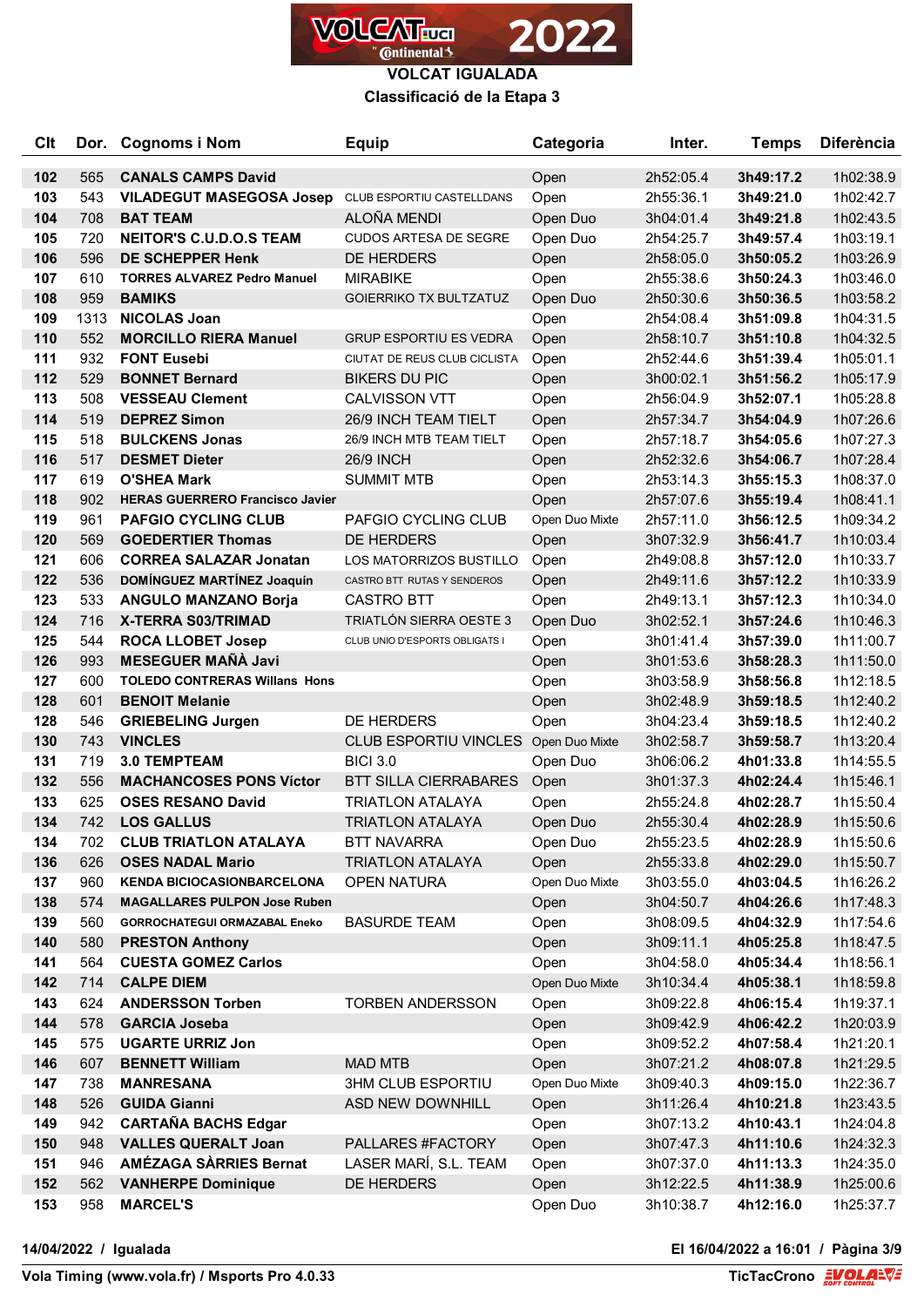# VOLCAT IGUALADA

## Classificació de la Etapa 3

| Clt | Dor. | Cognoms i Nom | Equip | Categoria | Inter. | Temps | Diferència |
|---|---|---|---|---|---|---|---|
| 102 | 565 | **CANALS CAMPS David** | | Open | 2h52:05.4 | **3h49:17.2** | 1h02:38.9 |
| 103 | 543 | **VILADEGUT MASEGOSA Josep** | CLUB ESPORTIU CASTELLDANS | Open | 2h55:36.1 | **3h49:21.0** | 1h02:42.7 |
| 104 | 708 | **BAT TEAM** | ALOÑA MENDI | Open Duo | 3h04:01.4 | **3h49:21.8** | 1h02:43.5 |
| 105 | 720 | **NEITOR'S C.U.D.O.S TEAM** | CUDOS ARTESA DE SEGRE | Open Duo | 2h54:25.7 | **3h49:57.4** | 1h03:19.1 |
| 106 | 596 | **DE SCHEPPER Henk** | DE HERDERS | Open | 2h58:05.0 | **3h50:05.2** | 1h03:26.9 |
| 107 | 610 | **TORRES ALVAREZ Pedro Manuel** | MIRABIKE | Open | 2h55:38.6 | **3h50:24.3** | 1h03:46.0 |
| 108 | 959 | **BAMIKS** | GOIERRIKO TX BULTZATUZ | Open Duo | 2h50:30.6 | **3h50:36.5** | 1h03:58.2 |
| 109 | 1313 | **NICOLAS Joan** | | Open | 2h54:08.4 | **3h51:09.8** | 1h04:31.5 |
| 110 | 552 | **MORCILLO RIERA Manuel** | GRUP ESPORTIU ES VEDRA | Open | 2h58:10.7 | **3h51:10.8** | 1h04:32.5 |
| 111 | 932 | **FONT Eusebi** | CIUTAT DE REUS CLUB CICLISTA | Open | 2h52:44.6 | **3h51:39.4** | 1h05:01.1 |
| 112 | 529 | **BONNET Bernard** | BIKERS DU PIC | Open | 3h00:02.1 | **3h51:56.2** | 1h05:17.9 |
| 113 | 508 | **VESSEAU Clement** | CALVISSON VTT | Open | 2h56:04.9 | **3h52:07.1** | 1h05:28.8 |
| 114 | 519 | **DEPREZ Simon** | 26/9 INCH TEAM TIELT | Open | 2h57:34.7 | **3h54:04.9** | 1h07:26.6 |
| 115 | 518 | **BULCKENS Jonas** | 26/9 INCH MTB TEAM TIELT | Open | 2h57:18.7 | **3h54:05.6** | 1h07:27.3 |
| 116 | 517 | **DESMET Dieter** | 26/9 INCH | Open | 2h52:32.6 | **3h54:06.7** | 1h07:28.4 |
| 117 | 619 | **O'SHEA Mark** | SUMMIT MTB | Open | 2h53:14.3 | **3h55:15.3** | 1h08:37.0 |
| 118 | 902 | **HERAS GUERRERO Francisco Javier** | | Open | 2h57:07.6 | **3h55:19.4** | 1h08:41.1 |
| 119 | 961 | **PAFGIO CYCLING CLUB** | PAFGIO CYCLING CLUB | Open Duo Mixte | 2h57:11.0 | **3h56:12.5** | 1h09:34.2 |
| 120 | 569 | **GOEDERTIER Thomas** | DE HERDERS | Open | 3h07:32.9 | **3h56:41.7** | 1h10:03.4 |
| 121 | 606 | **CORREA SALAZAR Jonatan** | LOS MATORRIZOS BUSTILLO | Open | 2h49:08.8 | **3h57:12.0** | 1h10:33.7 |
| 122 | 536 | **DOMÍNGUEZ MARTÍNEZ Joaquín** | CASTRO BTT RUTAS Y SENDEROS | Open | 2h49:11.6 | **3h57:12.2** | 1h10:33.9 |
| 123 | 533 | **ANGULO MANZANO Borja** | CASTRO BTT | Open | 2h49:13.1 | **3h57:12.3** | 1h10:34.0 |
| 124 | 716 | **X-TERRA S03/TRIMAD** | TRIATLÓN SIERRA OESTE 3 | Open Duo | 3h02:52.1 | **3h57:24.6** | 1h10:46.3 |
| 125 | 544 | **ROCA LLOBET Josep** | CLUB UNIO D'ESPORTS OBLIGATS I | Open | 3h01:41.4 | **3h57:39.0** | 1h11:00.7 |
| 126 | 993 | **MESEGUER MAÑÀ Javi** | | Open | 3h01:53.6 | **3h58:28.3** | 1h11:50.0 |
| 127 | 600 | **TOLEDO CONTRERAS Willans Hons** | | Open | 3h03:58.9 | **3h58:56.8** | 1h12:18.5 |
| 128 | 601 | **BENOIT Melanie** | | Open | 3h02:48.9 | **3h59:18.5** | 1h12:40.2 |
| 128 | 546 | **GRIEBELING Jurgen** | DE HERDERS | Open | 3h04:23.4 | **3h59:18.5** | 1h12:40.2 |
| 130 | 743 | **VINCLES** | CLUB ESPORTIU VINCLES | Open Duo Mixte | 3h02:58.7 | **3h59:58.7** | 1h13:20.4 |
| 131 | 719 | **3.0 TEMPTEAM** | BICI 3.0 | Open Duo | 3h06:06.2 | **4h01:33.8** | 1h14:55.5 |
| 132 | 556 | **MACHANCOSES PONS Víctor** | BTT SILLA CIERRABARES | Open | 3h01:37.3 | **4h02:24.4** | 1h15:46.1 |
| 133 | 625 | **OSES RESANO David** | TRIATLON ATALAYA | Open | 2h55:24.8 | **4h02:28.7** | 1h15:50.4 |
| 134 | 742 | **LOS GALLUS** | TRIATLON ATALAYA | Open Duo | 2h55:30.4 | **4h02:28.9** | 1h15:50.6 |
| 134 | 702 | **CLUB TRIATLON ATALAYA** | BTT NAVARRA | Open Duo | 2h55:23.5 | **4h02:28.9** | 1h15:50.6 |
| 136 | 626 | **OSES NADAL Mario** | TRIATLON ATALAYA | Open | 2h55:33.8 | **4h02:29.0** | 1h15:50.7 |
| 137 | 960 | **KENDA BICIOCASIONBARCELONA** | OPEN NATURA | Open Duo Mixte | 3h03:55.0 | **4h03:04.5** | 1h16:26.2 |
| 138 | 574 | **MAGALLARES PULPON Jose Ruben** | | Open | 3h04:50.7 | **4h04:26.6** | 1h17:48.3 |
| 139 | 560 | **GORROCHATEGUI ORMAZABAL Eneko** | BASURDE TEAM | Open | 3h08:09.5 | **4h04:32.9** | 1h17:54.6 |
| 140 | 580 | **PRESTON Anthony** | | Open | 3h09:11.1 | **4h05:25.8** | 1h18:47.5 |
| 141 | 564 | **CUESTA GOMEZ Carlos** | | Open | 3h04:58.0 | **4h05:34.4** | 1h18:56.1 |
| 142 | 714 | **CALPE DIEM** | | Open Duo Mixte | 3h10:34.4 | **4h05:38.1** | 1h18:59.8 |
| 143 | 624 | **ANDERSSON Torben** | TORBEN ANDERSSON | Open | 3h09:22.8 | **4h06:15.4** | 1h19:37.1 |
| 144 | 578 | **GARCIA Joseba** | | Open | 3h09:42.9 | **4h06:42.2** | 1h20:03.9 |
| 145 | 575 | **UGARTE URRIZ Jon** | | Open | 3h09:52.2 | **4h07:58.4** | 1h21:20.1 |
| 146 | 607 | **BENNETT William** | MAD MTB | Open | 3h07:21.2 | **4h08:07.8** | 1h21:29.5 |
| 147 | 738 | **MANRESANA** | 3HM CLUB ESPORTIU | Open Duo Mixte | 3h09:40.3 | **4h09:15.0** | 1h22:36.7 |
| 148 | 526 | **GUIDA Gianni** | ASD NEW DOWNHILL | Open | 3h11:26.4 | **4h10:21.8** | 1h23:43.5 |
| 149 | 942 | **CARTAÑA BACHS Edgar** | | Open | 3h07:13.2 | **4h10:43.1** | 1h24:04.8 |
| 150 | 948 | **VALLES QUERALT Joan** | PALLARES #FACTORY | Open | 3h07:47.3 | **4h11:10.6** | 1h24:32.3 |
| 151 | 946 | **AMÉZAGA SÀRRIES Bernat** | LASER MARÍ, S.L. TEAM | Open | 3h07:37.0 | **4h11:13.3** | 1h24:35.0 |
| 152 | 562 | **VANHERPE Dominique** | DE HERDERS | Open | 3h12:22.5 | **4h11:38.9** | 1h25:00.6 |
| 153 | 958 | **MARCEL'S** | | Open Duo | 3h10:38.7 | **4h12:16.0** | 1h25:37.7 |

**14/04/2022 / Igualada** — **El 16/04/2022 a 16:01**

**Vola Timing (www.vola.fr) / Msports Pro 4.0.33** — **TicTacCrono**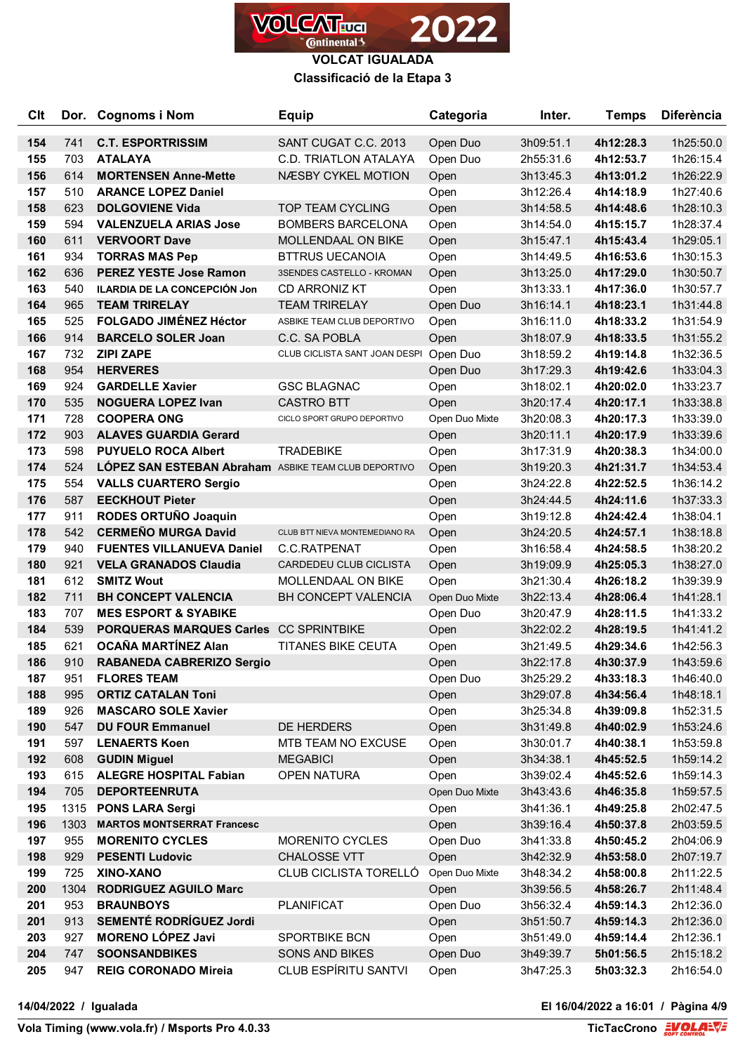# VOLCAT IGUALADA

## Classificació de la Etapa 3

| Clt | Dor. | Cognoms i Nom | Equip | Categoria | Inter. | Temps | Diferència |
|---|---|---|---|---|---|---|---|
| 154 | 741 | **C.T. ESPORTRISSIM** | SANT CUGAT C.C. 2013 | Open Duo | 3h09:51.1 | **4h12:28.3** | 1h25:50.0 |
| 155 | 703 | **ATALAYA** | C.D. TRIATLON ATALAYA | Open Duo | 2h55:31.6 | **4h12:53.7** | 1h26:15.4 |
| 156 | 614 | **MORTENSEN Anne-Mette** | NÆSBY CYKEL MOTION | Open | 3h13:45.3 | **4h13:01.2** | 1h26:22.9 |
| 157 | 510 | **ARANCE LOPEZ Daniel** | | Open | 3h12:26.4 | **4h14:18.9** | 1h27:40.6 |
| 158 | 623 | **DOLGOVIENE Vida** | TOP TEAM CYCLING | Open | 3h14:58.5 | **4h14:48.6** | 1h28:10.3 |
| 159 | 594 | **VALENZUELA ARIAS Jose** | BOMBERS BARCELONA | Open | 3h14:54.0 | **4h15:15.7** | 1h28:37.4 |
| 160 | 611 | **VERVOORT Dave** | MOLLENDAAL ON BIKE | Open | 3h15:47.1 | **4h15:43.4** | 1h29:05.1 |
| 161 | 934 | **TORRAS MAS Pep** | BTTRUS UECANOIA | Open | 3h14:49.5 | **4h16:53.6** | 1h30:15.3 |
| 162 | 636 | **PEREZ YESTE Jose Ramon** | 3SENDES CASTELLO - KROMAN | Open | 3h13:25.0 | **4h17:29.0** | 1h30:50.7 |
| 163 | 540 | **ILARDIA DE LA CONCEPCIÓN Jon** | CD ARRONIZ KT | Open | 3h13:33.1 | **4h17:36.0** | 1h30:57.7 |
| 164 | 965 | **TEAM TRIRELAY** | TEAM TRIRELAY | Open Duo | 3h16:14.1 | **4h18:23.1** | 1h31:44.8 |
| 165 | 525 | **FOLGADO JIMÉNEZ Héctor** | ASBIKE TEAM CLUB DEPORTIVO | Open | 3h16:11.0 | **4h18:33.2** | 1h31:54.9 |
| 166 | 914 | **BARCELO SOLER Joan** | C.C. SA POBLA | Open | 3h18:07.9 | **4h18:33.5** | 1h31:55.2 |
| 167 | 732 | **ZIPI ZAPE** | CLUB CICLISTA SANT JOAN DESPI | Open Duo | 3h18:59.2 | **4h19:14.8** | 1h32:36.5 |
| 168 | 954 | **HERVERES** | | Open Duo | 3h17:29.3 | **4h19:42.6** | 1h33:04.3 |
| 169 | 924 | **GARDELLE Xavier** | GSC BLAGNAC | Open | 3h18:02.1 | **4h20:02.0** | 1h33:23.7 |
| 170 | 535 | **NOGUERA LOPEZ Ivan** | CASTRO BTT | Open | 3h20:17.4 | **4h20:17.1** | 1h33:38.8 |
| 171 | 728 | **COOPERA ONG** | CICLO SPORT GRUPO DEPORTIVO | Open Duo Mixte | 3h20:08.3 | **4h20:17.3** | 1h33:39.0 |
| 172 | 903 | **ALAVES GUARDIA Gerard** | | Open | 3h20:11.1 | **4h20:17.9** | 1h33:39.6 |
| 173 | 598 | **PUYUELO ROCA Albert** | TRADEBIKE | Open | 3h17:31.9 | **4h20:38.3** | 1h34:00.0 |
| 174 | 524 | **LÓPEZ SAN ESTEBAN Abraham** | ASBIKE TEAM CLUB DEPORTIVO | Open | 3h19:20.3 | **4h21:31.7** | 1h34:53.4 |
| 175 | 554 | **VALLS CUARTERO Sergio** | | Open | 3h24:22.8 | **4h22:52.5** | 1h36:14.2 |
| 176 | 587 | **EECKHOUT Pieter** | | Open | 3h24:44.5 | **4h24:11.6** | 1h37:33.3 |
| 177 | 911 | **RODES ORTUÑO Joaquin** | | Open | 3h19:12.8 | **4h24:42.4** | 1h38:04.1 |
| 178 | 542 | **CERMEÑO MURGA David** | CLUB BTT NIEVA MONTEMEDIANO RA | Open | 3h24:20.5 | **4h24:57.1** | 1h38:18.8 |
| 179 | 940 | **FUENTES VILLANUEVA Daniel** | C.C.RATPENAT | Open | 3h16:58.4 | **4h24:58.5** | 1h38:20.2 |
| 180 | 921 | **VELA GRANADOS Claudia** | CARDEDEU CLUB CICLISTA | Open | 3h19:09.9 | **4h25:05.3** | 1h38:27.0 |
| 181 | 612 | **SMITZ Wout** | MOLLENDAAL ON BIKE | Open | 3h21:30.4 | **4h26:18.2** | 1h39:39.9 |
| 182 | 711 | **BH CONCEPT VALENCIA** | BH CONCEPT VALENCIA | Open Duo Mixte | 3h22:13.4 | **4h28:06.4** | 1h41:28.1 |
| 183 | 707 | **MES ESPORT & SYABIKE** | | Open Duo | 3h20:47.9 | **4h28:11.5** | 1h41:33.2 |
| 184 | 539 | **PORQUERAS MARQUES Carles** | CC SPRINTBIKE | Open | 3h22:02.2 | **4h28:19.5** | 1h41:41.2 |
| 185 | 621 | **OCAÑA MARTÍNEZ Alan** | TITANES BIKE CEUTA | Open | 3h21:49.5 | **4h29:34.6** | 1h42:56.3 |
| 186 | 910 | **RABANEDA CABRERIZO Sergio** | | Open | 3h22:17.8 | **4h30:37.9** | 1h43:59.6 |
| 187 | 951 | **FLORES TEAM** | | Open Duo | 3h25:29.2 | **4h33:18.3** | 1h46:40.0 |
| 188 | 995 | **ORTIZ CATALAN Toni** | | Open | 3h29:07.8 | **4h34:56.4** | 1h48:18.1 |
| 189 | 926 | **MASCARO SOLE Xavier** | | Open | 3h25:34.8 | **4h39:09.8** | 1h52:31.5 |
| 190 | 547 | **DU FOUR Emmanuel** | DE HERDERS | Open | 3h31:49.8 | **4h40:02.9** | 1h53:24.6 |
| 191 | 597 | **LENAERTS Koen** | MTB TEAM NO EXCUSE | Open | 3h30:01.7 | **4h40:38.1** | 1h53:59.8 |
| 192 | 608 | **GUDIN Miguel** | MEGABICI | Open | 3h34:38.1 | **4h45:52.5** | 1h59:14.2 |
| 193 | 615 | **ALEGRE HOSPITAL Fabian** | OPEN NATURA | Open | 3h39:02.4 | **4h45:52.6** | 1h59:14.3 |
| 194 | 705 | **DEPORTEENRUTA** | | Open Duo Mixte | 3h43:43.6 | **4h46:35.8** | 1h59:57.5 |
| 195 | 1315 | **PONS LARA Sergi** | | Open | 3h41:36.1 | **4h49:25.8** | 2h02:47.5 |
| 196 | 1303 | **MARTOS MONTSERRAT Francesc** | | Open | 3h39:16.4 | **4h50:37.8** | 2h03:59.5 |
| 197 | 955 | **MORENITO CYCLES** | MORENITO CYCLES | Open Duo | 3h41:33.8 | **4h50:45.2** | 2h04:06.9 |
| 198 | 929 | **PESENTI Ludovic** | CHALOSSE VTT | Open | 3h42:32.9 | **4h53:58.0** | 2h07:19.7 |
| 199 | 725 | **XINO-XANO** | CLUB CICLISTA TORELLÓ | Open Duo Mixte | 3h48:34.2 | **4h58:00.8** | 2h11:22.5 |
| 200 | 1304 | **RODRIGUEZ AGUILO Marc** | | Open | 3h39:56.5 | **4h58:26.7** | 2h11:48.4 |
| 201 | 953 | **BRAUNBOYS** | PLANIFICAT | Open Duo | 3h56:32.4 | **4h59:14.3** | 2h12:36.0 |
| 201 | 913 | **SEMENTÉ RODRÍGUEZ Jordi** | | Open | 3h51:50.7 | **4h59:14.3** | 2h12:36.0 |
| 203 | 927 | **MORENO LÓPEZ Javi** | SPORTBIKE BCN | Open | 3h51:49.0 | **4h59:14.4** | 2h12:36.1 |
| 204 | 747 | **SOONSANDBIKES** | SONS AND BIKES | Open Duo | 3h49:39.7 | **5h01:56.5** | 2h15:18.2 |
| 205 | 947 | **REIG CORONADO Mireia** | CLUB ESPÍRITU SANTVI | Open | 3h47:25.3 | **5h03:32.3** | 2h16:54.0 |

**14/04/2022 / Igualada** — **El 16/04/2022 a 16:01**

**Vola Timing (www.vola.fr) / Msports Pro 4.0.33** — **TicTacCrono**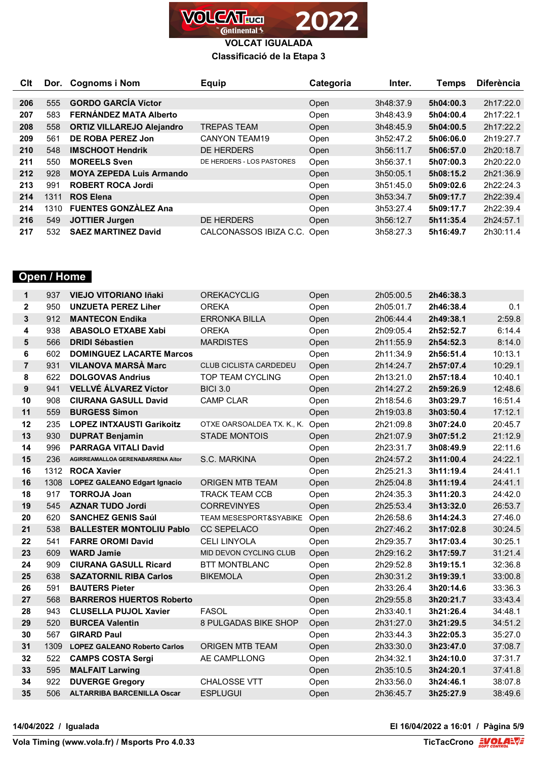# VOLCAT IGUALADA

## Classificació de la Etapa 3

| Clt | Dor. | Cognoms i Nom | Equip | Categoria | Inter. | Temps | Diferència |
|---|---|---|---|---|---|---|---|
| 206 | 555 | GORDO GARCÍA Víctor | | Open | 3h48:37.9 | 5h04:00.3 | 2h17:22.0 |
| 207 | 583 | FERNÁNDEZ MATA Alberto | | Open | 3h48:43.9 | 5h04:00.4 | 2h17:22.1 |
| 208 | 558 | ORTIZ VILLAREJO Alejandro | TREPAS TEAM | Open | 3h48:45.9 | 5h04:00.5 | 2h17:22.2 |
| 209 | 561 | DE ROBA PEREZ Jon | CANYON TEAM19 | Open | 3h52:47.2 | 5h06:06.0 | 2h19:27.7 |
| 210 | 548 | IMSCHOOT Hendrik | DE HERDERS | Open | 3h56:11.7 | 5h06:57.0 | 2h20:18.7 |
| 211 | 550 | MOREELS Sven | DE HERDERS - LOS PASTORES | Open | 3h56:37.1 | 5h07:00.3 | 2h20:22.0 |
| 212 | 928 | MOYA ZEPEDA Luis Armando | | Open | 3h50:05.1 | 5h08:15.2 | 2h21:36.9 |
| 213 | 991 | ROBERT ROCA Jordi | | Open | 3h51:45.0 | 5h09:02.6 | 2h22:24.3 |
| 214 | 1311 | ROS Elena | | Open | 3h53:34.7 | 5h09:17.7 | 2h22:39.4 |
| 214 | 1310 | FUENTES GONZÀLEZ Ana | | Open | 3h53:27.4 | 5h09:17.7 | 2h22:39.4 |
| 216 | 549 | JOTTIER Jurgen | DE HERDERS | Open | 3h56:12.7 | 5h11:35.4 | 2h24:57.1 |
| 217 | 532 | SAEZ MARTINEZ David | CALCONASSOS IBIZA C.C. | Open | 3h58:27.3 | 5h16:49.7 | 2h30:11.4 |

## Open / Home

| Clt | Dor. | Cognoms i Nom | Equip | Categoria | Inter. | Temps | Diferència |
|---|---|---|---|---|---|---|---|
| 1 | 937 | VIEJO VITORIANO Iñaki | OREKACYCLIG | Open | 2h05:00.5 | 2h46:38.3 | |
| 2 | 950 | UNZUETA PEREZ Liher | OREKA | Open | 2h05:01.7 | 2h46:38.4 | 0.1 |
| 3 | 912 | MANTECON Endika | ERRONKA BILLA | Open | 2h06:44.4 | 2h49:38.1 | 2:59.8 |
| 4 | 938 | ABASOLO ETXABE Xabi | OREKA | Open | 2h09:05.4 | 2h52:52.7 | 6:14.4 |
| 5 | 566 | DRIDI Sébastien | MARDISTES | Open | 2h11:55.9 | 2h54:52.3 | 8:14.0 |
| 6 | 602 | DOMINGUEZ LACARTE Marcos | | Open | 2h11:34.9 | 2h56:51.4 | 10:13.1 |
| 7 | 931 | VILANOVA MARSÀ Marc | CLUB CICLISTA CARDEDEU | Open | 2h14:24.7 | 2h57:07.4 | 10:29.1 |
| 8 | 622 | DOLGOVAS Andrius | TOP TEAM CYCLING | Open | 2h13:21.0 | 2h57:18.4 | 10:40.1 |
| 9 | 941 | VELLVÉ ÁLVAREZ Víctor | BICI 3.0 | Open | 2h14:27.2 | 2h59:26.9 | 12:48.6 |
| 10 | 908 | CIURANA GASULL David | CAMP CLAR | Open | 2h18:54.6 | 3h03:29.7 | 16:51.4 |
| 11 | 559 | BURGESS Simon | | Open | 2h19:03.8 | 3h03:50.4 | 17:12.1 |
| 12 | 235 | LOPEZ INTXAUSTI Garikoitz | OTXE OARSOALDEA TX. K., K. | Open | 2h21:09.8 | 3h07:24.0 | 20:45.7 |
| 13 | 930 | DUPRAT Benjamin | STADE MONTOIS | Open | 2h21:07.9 | 3h07:51.2 | 21:12.9 |
| 14 | 996 | PARRAGA VITALI David | | Open | 2h23:31.7 | 3h08:49.9 | 22:11.6 |
| 15 | 236 | AGIRREAMALLOA GERENABARRENA Aitor | S.C. MARKINA | Open | 2h24:57.2 | 3h11:00.4 | 24:22.1 |
| 16 | 1312 | ROCA Xavier | | Open | 2h25:21.3 | 3h11:19.4 | 24:41.1 |
| 16 | 1308 | LOPEZ GALEANO Edgart Ignacio | ORIGEN MTB TEAM | Open | 2h25:04.8 | 3h11:19.4 | 24:41.1 |
| 18 | 917 | TORROJA Joan | TRACK TEAM CCB | Open | 2h24:35.3 | 3h11:20.3 | 24:42.0 |
| 19 | 545 | AZNAR TUDO Jordi | CORREVINYES | Open | 2h25:53.4 | 3h13:32.0 | 26:53.7 |
| 20 | 620 | SANCHEZ GENIS Saúl | TEAM MESESPORT&SYABIKE | Open | 2h26:58.6 | 3h14:24.3 | 27:46.0 |
| 21 | 538 | BALLESTER MONTOLIU Pablo | CC SEPELACO | Open | 2h27:46.2 | 3h17:02.8 | 30:24.5 |
| 22 | 541 | FARRE OROMI David | CELI LINYOLA | Open | 2h29:35.7 | 3h17:03.4 | 30:25.1 |
| 23 | 609 | WARD Jamie | MID DEVON CYCLING CLUB | Open | 2h29:16.2 | 3h17:59.7 | 31:21.4 |
| 24 | 909 | CIURANA GASULL Ricard | BTT MONTBLANC | Open | 2h29:52.8 | 3h19:15.1 | 32:36.8 |
| 25 | 638 | SAZATORNIL RIBA Carlos | BIKEMOLA | Open | 2h30:31.2 | 3h19:39.1 | 33:00.8 |
| 26 | 591 | BAUTERS Pieter | | Open | 2h33:26.4 | 3h20:14.6 | 33:36.3 |
| 27 | 568 | BARREROS HUERTOS Roberto | | Open | 2h29:55.8 | 3h20:21.7 | 33:43.4 |
| 28 | 943 | CLUSELLA PUJOL Xavier | FASOL | Open | 2h33:40.1 | 3h21:26.4 | 34:48.1 |
| 29 | 520 | BURCEA Valentin | 8 PULGADAS BIKE SHOP | Open | 2h31:27.0 | 3h21:29.5 | 34:51.2 |
| 30 | 567 | GIRARD Paul | | Open | 2h33:44.3 | 3h22:05.3 | 35:27.0 |
| 31 | 1309 | LOPEZ GALEANO Roberto Carlos | ORIGEN MTB TEAM | Open | 2h33:30.0 | 3h23:47.0 | 37:08.7 |
| 32 | 522 | CAMPS COSTA Sergi | AE CAMPLLONG | Open | 2h34:32.1 | 3h24:10.0 | 37:31.7 |
| 33 | 595 | MALFAIT Larwing | | Open | 2h35:10.5 | 3h24:20.1 | 37:41.8 |
| 34 | 922 | DUVERGE Gregory | CHALOSSE VTT | Open | 2h33:56.0 | 3h24:46.1 | 38:07.8 |
| 35 | 506 | ALTARRIBA BARCENILLA Oscar | ESPLUGUI | Open | 2h36:45.7 | 3h25:27.9 | 38:49.6 |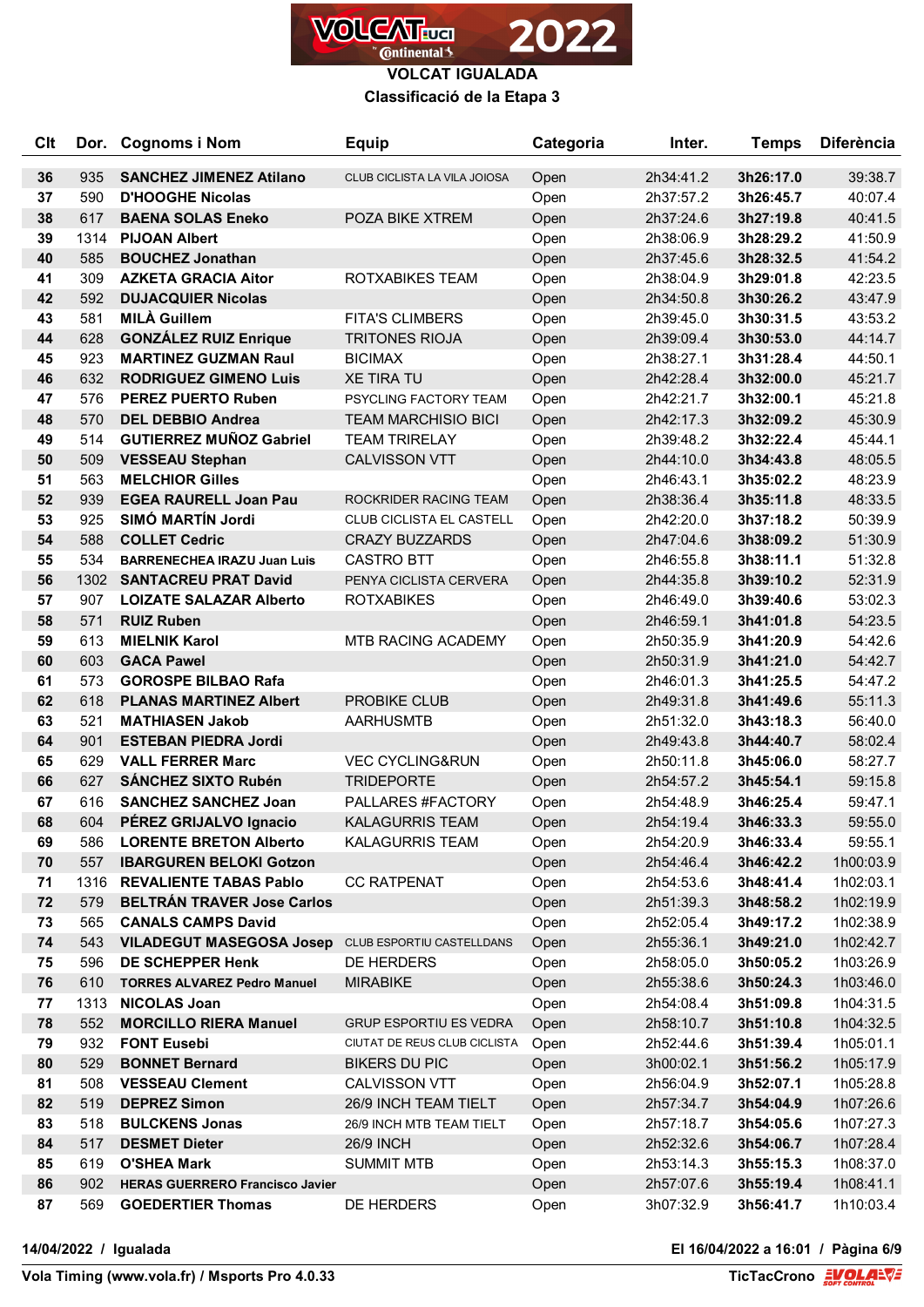# VOLCAT IGUALADA

## Classificació de la Etapa 3

| Clt | Dor. | Cognoms i Nom | Equip | Categoria | Inter. | Temps | Diferència |
|---|---|---|---|---|---|---|---|
| 36 | 935 | **SANCHEZ JIMENEZ Atilano** | CLUB CICLISTA LA VILA JOIOSA | Open | 2h34:41.2 | **3h26:17.0** | 39:38.7 |
| 37 | 590 | **D'HOOGHE Nicolas** | | Open | 2h37:57.2 | **3h26:45.7** | 40:07.4 |
| 38 | 617 | **BAENA SOLAS Eneko** | POZA BIKE XTREM | Open | 2h37:24.6 | **3h27:19.8** | 40:41.5 |
| 39 | 1314 | **PIJOAN Albert** | | Open | 2h38:06.9 | **3h28:29.2** | 41:50.9 |
| 40 | 585 | **BOUCHEZ Jonathan** | | Open | 2h37:45.6 | **3h28:32.5** | 41:54.2 |
| 41 | 309 | **AZKETA GRACIA Aitor** | ROTXABIKES TEAM | Open | 2h38:04.9 | **3h29:01.8** | 42:23.5 |
| 42 | 592 | **DUJACQUIER Nicolas** | | Open | 2h34:50.8 | **3h30:26.2** | 43:47.9 |
| 43 | 581 | **MILÀ Guillem** | FITA'S CLIMBERS | Open | 2h39:45.0 | **3h30:31.5** | 43:53.2 |
| 44 | 628 | **GONZÁLEZ RUIZ Enrique** | TRITONES RIOJA | Open | 2h39:09.4 | **3h30:53.0** | 44:14.7 |
| 45 | 923 | **MARTINEZ GUZMAN Raul** | BICIMAX | Open | 2h38:27.1 | **3h31:28.4** | 44:50.1 |
| 46 | 632 | **RODRIGUEZ GIMENO Luis** | XE TIRA TU | Open | 2h42:28.4 | **3h32:00.0** | 45:21.7 |
| 47 | 576 | **PEREZ PUERTO Ruben** | PSYCLING FACTORY TEAM | Open | 2h42:21.7 | **3h32:00.1** | 45:21.8 |
| 48 | 570 | **DEL DEBBIO Andrea** | TEAM MARCHISIO BICI | Open | 2h42:17.3 | **3h32:09.2** | 45:30.9 |
| 49 | 514 | **GUTIERREZ MUÑOZ Gabriel** | TEAM TRIRELAY | Open | 2h39:48.2 | **3h32:22.4** | 45:44.1 |
| 50 | 509 | **VESSEAU Stephan** | CALVISSON VTT | Open | 2h44:10.0 | **3h34:43.8** | 48:05.5 |
| 51 | 563 | **MELCHIOR Gilles** | | Open | 2h46:43.1 | **3h35:02.2** | 48:23.9 |
| 52 | 939 | **EGEA RAURELL Joan Pau** | ROCKRIDER RACING TEAM | Open | 2h38:36.4 | **3h35:11.8** | 48:33.5 |
| 53 | 925 | **SIMÓ MARTÍN Jordi** | CLUB CICLISTA EL CASTELL | Open | 2h42:20.0 | **3h37:18.2** | 50:39.9 |
| 54 | 588 | **COLLET Cedric** | CRAZY BUZZARDS | Open | 2h47:04.6 | **3h38:09.2** | 51:30.9 |
| 55 | 534 | **BARRENECHEA IRAZU Juan Luis** | CASTRO BTT | Open | 2h46:55.8 | **3h38:11.1** | 51:32.8 |
| 56 | 1302 | **SANTACREU PRAT David** | PENYA CICLISTA CERVERA | Open | 2h44:35.8 | **3h39:10.2** | 52:31.9 |
| 57 | 907 | **LOIZATE SALAZAR Alberto** | ROTXABIKES | Open | 2h46:49.0 | **3h39:40.6** | 53:02.3 |
| 58 | 571 | **RUIZ Ruben** | | Open | 2h46:59.1 | **3h41:01.8** | 54:23.5 |
| 59 | 613 | **MIELNIK Karol** | MTB RACING ACADEMY | Open | 2h50:35.9 | **3h41:20.9** | 54:42.6 |
| 60 | 603 | **GACA Pawel** | | Open | 2h50:31.9 | **3h41:21.0** | 54:42.7 |
| 61 | 573 | **GOROSPE BILBAO Rafa** | | Open | 2h46:01.3 | **3h41:25.5** | 54:47.2 |
| 62 | 618 | **PLANAS MARTINEZ Albert** | PROBIKE CLUB | Open | 2h49:31.8 | **3h41:49.6** | 55:11.3 |
| 63 | 521 | **MATHIASEN Jakob** | AARHUSMTB | Open | 2h51:32.0 | **3h43:18.3** | 56:40.0 |
| 64 | 901 | **ESTEBAN PIEDRA Jordi** | | Open | 2h49:43.8 | **3h44:40.7** | 58:02.4 |
| 65 | 629 | **VALL FERRER Marc** | VEC CYCLING&RUN | Open | 2h50:11.8 | **3h45:06.0** | 58:27.7 |
| 66 | 627 | **SÁNCHEZ SIXTO Rubén** | TRIDEPORTE | Open | 2h54:57.2 | **3h45:54.1** | 59:15.8 |
| 67 | 616 | **SANCHEZ SANCHEZ Joan** | PALLARES #FACTORY | Open | 2h54:48.9 | **3h46:25.4** | 59:47.1 |
| 68 | 604 | **PÉREZ GRIJALVO Ignacio** | KALAGURRIS TEAM | Open | 2h54:19.4 | **3h46:33.3** | 59:55.0 |
| 69 | 586 | **LORENTE BRETON Alberto** | KALAGURRIS TEAM | Open | 2h54:20.9 | **3h46:33.4** | 59:55.1 |
| 70 | 557 | **IBARGUREN BELOKI Gotzon** | | Open | 2h54:46.4 | **3h46:42.2** | 1h00:03.9 |
| 71 | 1316 | **REVALIENTE TABAS Pablo** | CC RATPENAT | Open | 2h54:53.6 | **3h48:41.4** | 1h02:03.1 |
| 72 | 579 | **BELTRÁN TRAVER Jose Carlos** | | Open | 2h51:39.3 | **3h48:58.2** | 1h02:19.9 |
| 73 | 565 | **CANALS CAMPS David** | | Open | 2h52:05.4 | **3h49:17.2** | 1h02:38.9 |
| 74 | 543 | **VILADEGUT MASEGOSA Josep** | CLUB ESPORTIU CASTELLDANS | Open | 2h55:36.1 | **3h49:21.0** | 1h02:42.7 |
| 75 | 596 | **DE SCHEPPER Henk** | DE HERDERS | Open | 2h58:05.0 | **3h50:05.2** | 1h03:26.9 |
| 76 | 610 | **TORRES ALVAREZ Pedro Manuel** | MIRABIKE | Open | 2h55:38.6 | **3h50:24.3** | 1h03:46.0 |
| 77 | 1313 | **NICOLAS Joan** | | Open | 2h54:08.4 | **3h51:09.8** | 1h04:31.5 |
| 78 | 552 | **MORCILLO RIERA Manuel** | GRUP ESPORTIU ES VEDRA | Open | 2h58:10.7 | **3h51:10.8** | 1h04:32.5 |
| 79 | 932 | **FONT Eusebi** | CIUTAT DE REUS CLUB CICLISTA | Open | 2h52:44.6 | **3h51:39.4** | 1h05:01.1 |
| 80 | 529 | **BONNET Bernard** | BIKERS DU PIC | Open | 3h00:02.1 | **3h51:56.2** | 1h05:17.9 |
| 81 | 508 | **VESSEAU Clement** | CALVISSON VTT | Open | 2h56:04.9 | **3h52:07.1** | 1h05:28.8 |
| 82 | 519 | **DEPREZ Simon** | 26/9 INCH TEAM TIELT | Open | 2h57:34.7 | **3h54:04.9** | 1h07:26.6 |
| 83 | 518 | **BULCKENS Jonas** | 26/9 INCH MTB TEAM TIELT | Open | 2h57:18.7 | **3h54:05.6** | 1h07:27.3 |
| 84 | 517 | **DESMET Dieter** | 26/9 INCH | Open | 2h52:32.6 | **3h54:06.7** | 1h07:28.4 |
| 85 | 619 | **O'SHEA Mark** | SUMMIT MTB | Open | 2h53:14.3 | **3h55:15.3** | 1h08:37.0 |
| 86 | 902 | **HERAS GUERRERO Francisco Javier** | | Open | 2h57:07.6 | **3h55:19.4** | 1h08:41.1 |
| 87 | 569 | **GOEDERTIER Thomas** | DE HERDERS | Open | 3h07:32.9 | **3h56:41.7** | 1h10:03.4 |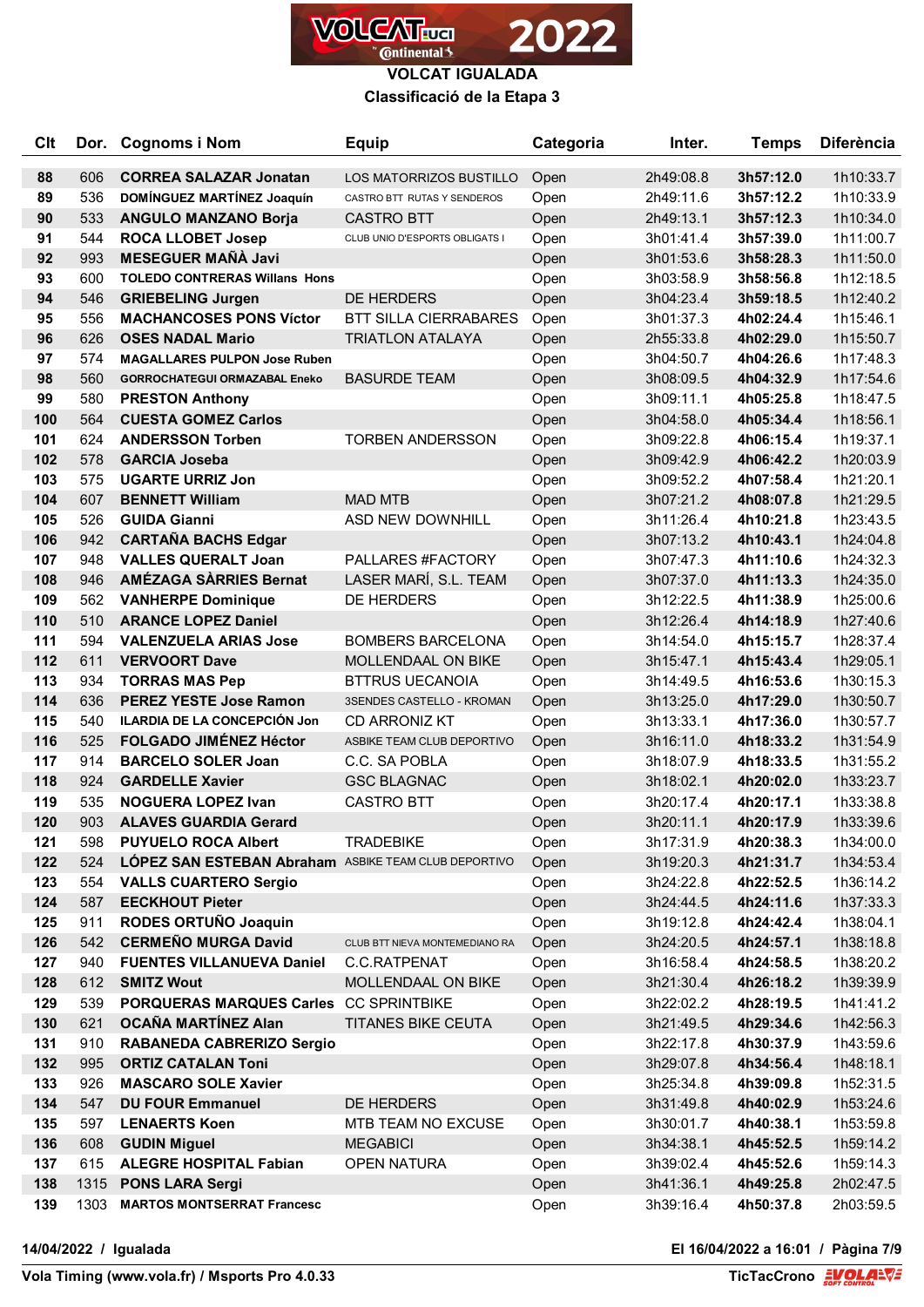# VOLCAT IGUALADA

## Classificació de la Etapa 3

| Clt | Dor. | Cognoms i Nom | Equip | Categoria | Inter. | Temps | Diferència |
|---|---|---|---|---|---|---|---|
| 88 | 606 | **CORREA SALAZAR Jonatan** | LOS MATORRIZOS BUSTILLO | Open | 2h49:08.8 | **3h57:12.0** | 1h10:33.7 |
| 89 | 536 | **DOMÍNGUEZ MARTÍNEZ Joaquín** | CASTRO BTT RUTAS Y SENDEROS | Open | 2h49:11.6 | **3h57:12.2** | 1h10:33.9 |
| 90 | 533 | **ANGULO MANZANO Borja** | CASTRO BTT | Open | 2h49:13.1 | **3h57:12.3** | 1h10:34.0 |
| 91 | 544 | **ROCA LLOBET Josep** | CLUB UNIO D'ESPORTS OBLIGATS I | Open | 3h01:41.4 | **3h57:39.0** | 1h11:00.7 |
| 92 | 993 | **MESEGUER MAÑÀ Javi** | | Open | 3h01:53.6 | **3h58:28.3** | 1h11:50.0 |
| 93 | 600 | **TOLEDO CONTRERAS Willans Hons** | | Open | 3h03:58.9 | **3h58:56.8** | 1h12:18.5 |
| 94 | 546 | **GRIEBELING Jurgen** | DE HERDERS | Open | 3h04:23.4 | **3h59:18.5** | 1h12:40.2 |
| 95 | 556 | **MACHANCOSES PONS Víctor** | BTT SILLA CIERRABARES | Open | 3h01:37.3 | **4h02:24.4** | 1h15:46.1 |
| 96 | 626 | **OSES NADAL Mario** | TRIATLON ATALAYA | Open | 2h55:33.8 | **4h02:29.0** | 1h15:50.7 |
| 97 | 574 | **MAGALLARES PULPON Jose Ruben** | | Open | 3h04:50.7 | **4h04:26.6** | 1h17:48.3 |
| 98 | 560 | **GORROCHATEGUI ORMAZABAL Eneko** | BASURDE TEAM | Open | 3h08:09.5 | **4h04:32.9** | 1h17:54.6 |
| 99 | 580 | **PRESTON Anthony** | | Open | 3h09:11.1 | **4h05:25.8** | 1h18:47.5 |
| 100 | 564 | **CUESTA GOMEZ Carlos** | | Open | 3h04:58.0 | **4h05:34.4** | 1h18:56.1 |
| 101 | 624 | **ANDERSSON Torben** | TORBEN ANDERSSON | Open | 3h09:22.8 | **4h06:15.4** | 1h19:37.1 |
| 102 | 578 | **GARCIA Joseba** | | Open | 3h09:42.9 | **4h06:42.2** | 1h20:03.9 |
| 103 | 575 | **UGARTE URRIZ Jon** | | Open | 3h09:52.2 | **4h07:58.4** | 1h21:20.1 |
| 104 | 607 | **BENNETT William** | MAD MTB | Open | 3h07:21.2 | **4h08:07.8** | 1h21:29.5 |
| 105 | 526 | **GUIDA Gianni** | ASD NEW DOWNHILL | Open | 3h11:26.4 | **4h10:21.8** | 1h23:43.5 |
| 106 | 942 | **CARTAÑA BACHS Edgar** | | Open | 3h07:13.2 | **4h10:43.1** | 1h24:04.8 |
| 107 | 948 | **VALLES QUERALT Joan** | PALLARES #FACTORY | Open | 3h07:47.3 | **4h11:10.6** | 1h24:32.3 |
| 108 | 946 | **AMÉZAGA SÀRRIES Bernat** | LASER MARÍ, S.L. TEAM | Open | 3h07:37.0 | **4h11:13.3** | 1h24:35.0 |
| 109 | 562 | **VANHERPE Dominique** | DE HERDERS | Open | 3h12:22.5 | **4h11:38.9** | 1h25:00.6 |
| 110 | 510 | **ARANCE LOPEZ Daniel** | | Open | 3h12:26.4 | **4h14:18.9** | 1h27:40.6 |
| 111 | 594 | **VALENZUELA ARIAS Jose** | BOMBERS BARCELONA | Open | 3h14:54.0 | **4h15:15.7** | 1h28:37.4 |
| 112 | 611 | **VERVOORT Dave** | MOLLENDAAL ON BIKE | Open | 3h15:47.1 | **4h15:43.4** | 1h29:05.1 |
| 113 | 934 | **TORRAS MAS Pep** | BTTRUS UECANOIA | Open | 3h14:49.5 | **4h16:53.6** | 1h30:15.3 |
| 114 | 636 | **PEREZ YESTE Jose Ramon** | 3SENDES CASTELLO - KROMAN | Open | 3h13:25.0 | **4h17:29.0** | 1h30:50.7 |
| 115 | 540 | **ILARDIA DE LA CONCEPCIÓN Jon** | CD ARRONIZ KT | Open | 3h13:33.1 | **4h17:36.0** | 1h30:57.7 |
| 116 | 525 | **FOLGADO JIMÉNEZ Héctor** | ASBIKE TEAM CLUB DEPORTIVO | Open | 3h16:11.0 | **4h18:33.2** | 1h31:54.9 |
| 117 | 914 | **BARCELO SOLER Joan** | C.C. SA POBLA | Open | 3h18:07.9 | **4h18:33.5** | 1h31:55.2 |
| 118 | 924 | **GARDELLE Xavier** | GSC BLAGNAC | Open | 3h18:02.1 | **4h20:02.0** | 1h33:23.7 |
| 119 | 535 | **NOGUERA LOPEZ Ivan** | CASTRO BTT | Open | 3h20:17.4 | **4h20:17.1** | 1h33:38.8 |
| 120 | 903 | **ALAVES GUARDIA Gerard** | | Open | 3h20:11.1 | **4h20:17.9** | 1h33:39.6 |
| 121 | 598 | **PUYUELO ROCA Albert** | TRADEBIKE | Open | 3h17:31.9 | **4h20:38.3** | 1h34:00.0 |
| 122 | 524 | **LÓPEZ SAN ESTEBAN Abraham** | ASBIKE TEAM CLUB DEPORTIVO | Open | 3h19:20.3 | **4h21:31.7** | 1h34:53.4 |
| 123 | 554 | **VALLS CUARTERO Sergio** | | Open | 3h24:22.8 | **4h22:52.5** | 1h36:14.2 |
| 124 | 587 | **EECKHOUT Pieter** | | Open | 3h24:44.5 | **4h24:11.6** | 1h37:33.3 |
| 125 | 911 | **RODES ORTUÑO Joaquin** | | Open | 3h19:12.8 | **4h24:42.4** | 1h38:04.1 |
| 126 | 542 | **CERMEÑO MURGA David** | CLUB BTT NIEVA MONTEMEDIANO RA | Open | 3h24:20.5 | **4h24:57.1** | 1h38:18.8 |
| 127 | 940 | **FUENTES VILLANUEVA Daniel** | C.C.RATPENAT | Open | 3h16:58.4 | **4h24:58.5** | 1h38:20.2 |
| 128 | 612 | **SMITZ Wout** | MOLLENDAAL ON BIKE | Open | 3h21:30.4 | **4h26:18.2** | 1h39:39.9 |
| 129 | 539 | **PORQUERAS MARQUES Carles** | CC SPRINTBIKE | Open | 3h22:02.2 | **4h28:19.5** | 1h41:41.2 |
| 130 | 621 | **OCAÑA MARTÍNEZ Alan** | TITANES BIKE CEUTA | Open | 3h21:49.5 | **4h29:34.6** | 1h42:56.3 |
| 131 | 910 | **RABANEDA CABRERIZO Sergio** | | Open | 3h22:17.8 | **4h30:37.9** | 1h43:59.6 |
| 132 | 995 | **ORTIZ CATALAN Toni** | | Open | 3h29:07.8 | **4h34:56.4** | 1h48:18.1 |
| 133 | 926 | **MASCARO SOLE Xavier** | | Open | 3h25:34.8 | **4h39:09.8** | 1h52:31.5 |
| 134 | 547 | **DU FOUR Emmanuel** | DE HERDERS | Open | 3h31:49.8 | **4h40:02.9** | 1h53:24.6 |
| 135 | 597 | **LENAERTS Koen** | MTB TEAM NO EXCUSE | Open | 3h30:01.7 | **4h40:38.1** | 1h53:59.8 |
| 136 | 608 | **GUDIN Miguel** | MEGABICI | Open | 3h34:38.1 | **4h45:52.5** | 1h59:14.2 |
| 137 | 615 | **ALEGRE HOSPITAL Fabian** | OPEN NATURA | Open | 3h39:02.4 | **4h45:52.6** | 1h59:14.3 |
| 138 | 1315 | **PONS LARA Sergi** | | Open | 3h41:36.1 | **4h49:25.8** | 2h02:47.5 |
| 139 | 1303 | **MARTOS MONTSERRAT Francesc** | | Open | 3h39:16.4 | **4h50:37.8** | 2h03:59.5 |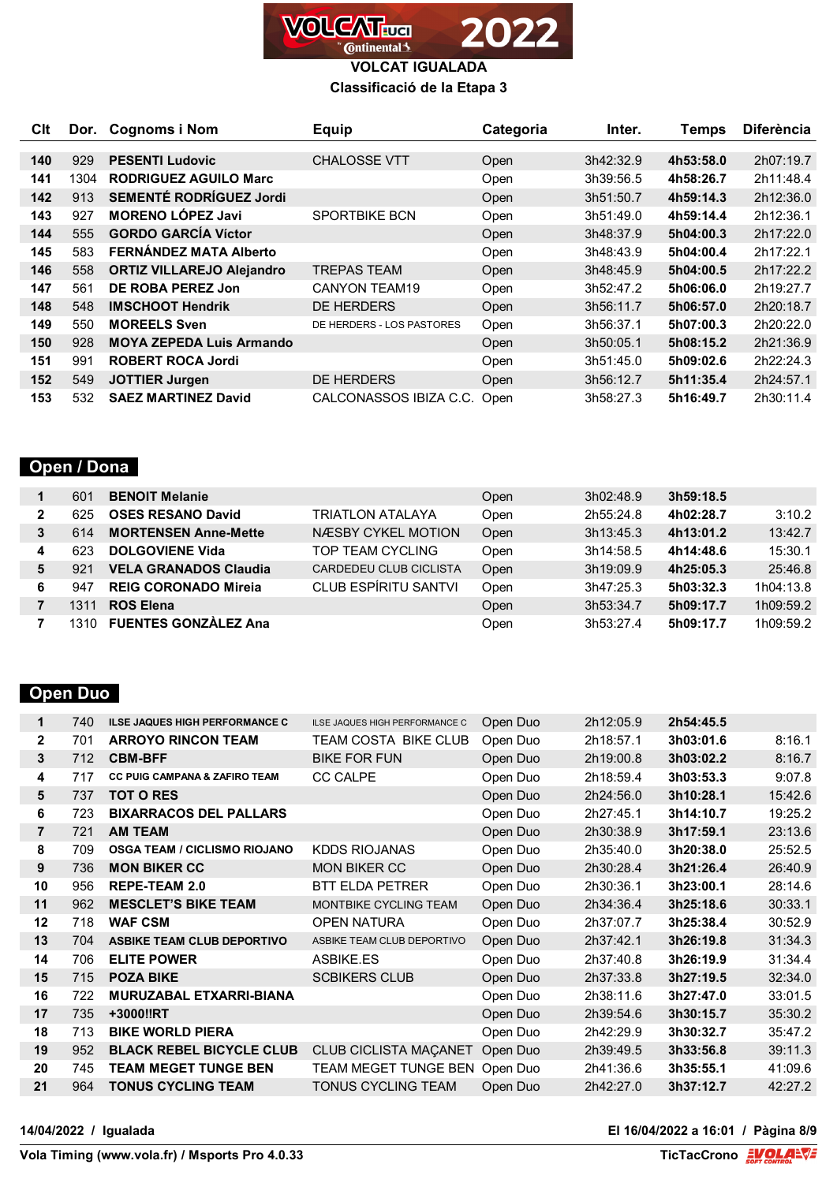VOLCAT UCI Continental 2022

**VOLCAT IGUALADA**

**Classificació de la Etapa 3**

| Clt | Dor. | Cognoms i Nom | Equip | Categoria | Inter. | Temps | Diferència |
|---|---|---|---|---|---|---|---|
| 140 | 929 | **PESENTI Ludovic** | CHALOSSE VTT | Open | 3h42:32.9 | **4h53:58.0** | 2h07:19.7 |
| 141 | 1304 | **RODRIGUEZ AGUILO Marc** | | Open | 3h39:56.5 | **4h58:26.7** | 2h11:48.4 |
| 142 | 913 | **SEMENTÉ RODRÍGUEZ Jordi** | | Open | 3h51:50.7 | **4h59:14.3** | 2h12:36.0 |
| 143 | 927 | **MORENO LÓPEZ Javi** | SPORTBIKE BCN | Open | 3h51:49.0 | **4h59:14.4** | 2h12:36.1 |
| 144 | 555 | **GORDO GARCÍA Víctor** | | Open | 3h48:37.9 | **5h04:00.3** | 2h17:22.0 |
| 145 | 583 | **FERNÁNDEZ MATA Alberto** | | Open | 3h48:43.9 | **5h04:00.4** | 2h17:22.1 |
| 146 | 558 | **ORTIZ VILLAREJO Alejandro** | TREPAS TEAM | Open | 3h48:45.9 | **5h04:00.5** | 2h17:22.2 |
| 147 | 561 | **DE ROBA PEREZ Jon** | CANYON TEAM19 | Open | 3h52:47.2 | **5h06:06.0** | 2h19:27.7 |
| 148 | 548 | **IMSCHOOT Hendrik** | DE HERDERS | Open | 3h56:11.7 | **5h06:57.0** | 2h20:18.7 |
| 149 | 550 | **MOREELS Sven** | DE HERDERS - LOS PASTORES | Open | 3h56:37.1 | **5h07:00.3** | 2h20:22.0 |
| 150 | 928 | **MOYA ZEPEDA Luis Armando** | | Open | 3h50:05.1 | **5h08:15.2** | 2h21:36.9 |
| 151 | 991 | **ROBERT ROCA Jordi** | | Open | 3h51:45.0 | **5h09:02.6** | 2h22:24.3 |
| 152 | 549 | **JOTTIER Jurgen** | DE HERDERS | Open | 3h56:12.7 | **5h11:35.4** | 2h24:57.1 |
| 153 | 532 | **SAEZ MARTINEZ David** | CALCONASSOS IBIZA C.C. | Open | 3h58:27.3 | **5h16:49.7** | 2h30:11.4 |

## Open / Dona

| Clt | Dor. | Cognoms i Nom | Equip | Categoria | Inter. | Temps | Diferència |
|---|---|---|---|---|---|---|---|
| 1 | 601 | **BENOIT Melanie** | | Open | 3h02:48.9 | **3h59:18.5** | |
| 2 | 625 | **OSES RESANO David** | TRIATLON ATALAYA | Open | 2h55:24.8 | **4h02:28.7** | 3:10.2 |
| 3 | 614 | **MORTENSEN Anne-Mette** | NÆSBY CYKEL MOTION | Open | 3h13:45.3 | **4h13:01.2** | 13:42.7 |
| 4 | 623 | **DOLGOVIENE Vida** | TOP TEAM CYCLING | Open | 3h14:58.5 | **4h14:48.6** | 15:30.1 |
| 5 | 921 | **VELA GRANADOS Claudia** | CARDEDEU CLUB CICLISTA | Open | 3h19:09.9 | **4h25:05.3** | 25:46.8 |
| 6 | 947 | **REIG CORONADO Mireia** | CLUB ESPÍRITU SANTVI | Open | 3h47:25.3 | **5h03:32.3** | 1h04:13.8 |
| 7 | 1311 | **ROS Elena** | | Open | 3h53:34.7 | **5h09:17.7** | 1h09:59.2 |
| 7 | 1310 | **FUENTES GONZÀLEZ Ana** | | Open | 3h53:27.4 | **5h09:17.7** | 1h09:59.2 |

## Open Duo

| Clt | Dor. | Cognoms i Nom | Equip | Categoria | Inter. | Temps | Diferència |
|---|---|---|---|---|---|---|---|
| 1 | 740 | **ILSE JAQUES HIGH PERFORMANCE C** | ILSE JAQUES HIGH PERFORMANCE C | Open Duo | 2h12:05.9 | **2h54:45.5** | |
| 2 | 701 | **ARROYO RINCON TEAM** | TEAM COSTA BIKE CLUB | Open Duo | 2h18:57.1 | **3h03:01.6** | 8:16.1 |
| 3 | 712 | **CBM-BFF** | BIKE FOR FUN | Open Duo | 2h19:00.8 | **3h03:02.2** | 8:16.7 |
| 4 | 717 | **CC PUIG CAMPANA & ZAFIRO TEAM** | CC CALPE | Open Duo | 2h18:59.4 | **3h03:53.3** | 9:07.8 |
| 5 | 737 | **TOT O RES** | | Open Duo | 2h24:56.0 | **3h10:28.1** | 15:42.6 |
| 6 | 723 | **BIXARRACOS DEL PALLARS** | | Open Duo | 2h27:45.1 | **3h14:10.7** | 19:25.2 |
| 7 | 721 | **AM TEAM** | | Open Duo | 2h30:38.9 | **3h17:59.1** | 23:13.6 |
| 8 | 709 | **OSGA TEAM / CICLISMO RIOJANO** | KDDS RIOJANAS | Open Duo | 2h35:40.0 | **3h20:38.0** | 25:52.5 |
| 9 | 736 | **MON BIKER CC** | MON BIKER CC | Open Duo | 2h30:28.4 | **3h21:26.4** | 26:40.9 |
| 10 | 956 | **REPE-TEAM 2.0** | BTT ELDA PETRER | Open Duo | 2h30:36.1 | **3h23:00.1** | 28:14.6 |
| 11 | 962 | **MESCLET'S BIKE TEAM** | MONTBIKE CYCLING TEAM | Open Duo | 2h34:36.4 | **3h25:18.6** | 30:33.1 |
| 12 | 718 | **WAF CSM** | OPEN NATURA | Open Duo | 2h37:07.7 | **3h25:38.4** | 30:52.9 |
| 13 | 704 | **ASBIKE TEAM CLUB DEPORTIVO** | ASBIKE TEAM CLUB DEPORTIVO | Open Duo | 2h37:42.1 | **3h26:19.8** | 31:34.3 |
| 14 | 706 | **ELITE POWER** | ASBIKE.ES | Open Duo | 2h37:40.8 | **3h26:19.9** | 31:34.4 |
| 15 | 715 | **POZA BIKE** | SCBIKERS CLUB | Open Duo | 2h37:33.8 | **3h27:19.5** | 32:34.0 |
| 16 | 722 | **MURUZABAL ETXARRI-BIANA** | | Open Duo | 2h38:11.6 | **3h27:47.0** | 33:01.5 |
| 17 | 735 | **+3000!!RT** | | Open Duo | 2h39:54.6 | **3h30:15.7** | 35:30.2 |
| 18 | 713 | **BIKE WORLD PIERA** | | Open Duo | 2h42:29.9 | **3h30:32.7** | 35:47.2 |
| 19 | 952 | **BLACK REBEL BICYCLE CLUB** | CLUB CICLISTA MAÇANET | Open Duo | 2h39:49.5 | **3h33:56.8** | 39:11.3 |
| 20 | 745 | **TEAM MEGET TUNGE BEN** | TEAM MEGET TUNGE BEN | Open Duo | 2h41:36.6 | **3h35:55.1** | 41:09.6 |
| 21 | 964 | **TONUS CYCLING TEAM** | TONUS CYCLING TEAM | Open Duo | 2h42:27.0 | **3h37:12.7** | 42:27.2 |

**14/04/2022 / Igualada** — **El 16/04/2022 a 16:01**

**Vola Timing (www.vola.fr) / Msports Pro 4.0.33** — **TicTacCrono**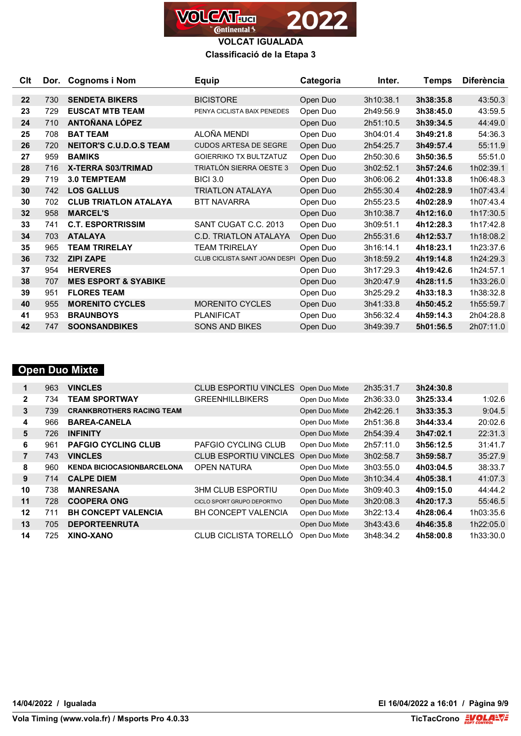VOLCAT IGUALADA

Classificació de la Etapa 3

| Clt | Dor. | Cognoms i Nom | Equip | Categoria | Inter. | Temps | Diferència |
|---|---|---|---|---|---|---|---|
| 22 | 730 | SENDETA BIKERS | BICISTORE | Open Duo | 3h10:38.1 | 3h38:35.8 | 43:50.3 |
| 23 | 729 | EUSCAT MTB TEAM | PENYA CICLISTA BAIX PENEDES | Open Duo | 2h49:56.9 | 3h38:45.0 | 43:59.5 |
| 24 | 710 | ANTOÑANA LÓPEZ | | Open Duo | 2h51:10.5 | 3h39:34.5 | 44:49.0 |
| 25 | 708 | BAT TEAM | ALOÑA MENDI | Open Duo | 3h04:01.4 | 3h49:21.8 | 54:36.3 |
| 26 | 720 | NEITOR'S C.U.D.O.S TEAM | CUDOS ARTESA DE SEGRE | Open Duo | 2h54:25.7 | 3h49:57.4 | 55:11.9 |
| 27 | 959 | BAMIKS | GOIERRIKO TX BULTZATUZ | Open Duo | 2h50:30.6 | 3h50:36.5 | 55:51.0 |
| 28 | 716 | X-TERRA S03/TRIMAD | TRIATLÓN SIERRA OESTE 3 | Open Duo | 3h02:52.1 | 3h57:24.6 | 1h02:39.1 |
| 29 | 719 | 3.0 TEMPTEAM | BICI 3.0 | Open Duo | 3h06:06.2 | 4h01:33.8 | 1h06:48.3 |
| 30 | 742 | LOS GALLUS | TRIATLON ATALAYA | Open Duo | 2h55:30.4 | 4h02:28.9 | 1h07:43.4 |
| 30 | 702 | CLUB TRIATLON ATALAYA | BTT NAVARRA | Open Duo | 2h55:23.5 | 4h02:28.9 | 1h07:43.4 |
| 32 | 958 | MARCEL'S | | Open Duo | 3h10:38.7 | 4h12:16.0 | 1h17:30.5 |
| 33 | 741 | C.T. ESPORTRISSIM | SANT CUGAT C.C. 2013 | Open Duo | 3h09:51.1 | 4h12:28.3 | 1h17:42.8 |
| 34 | 703 | ATALAYA | C.D. TRIATLON ATALAYA | Open Duo | 2h55:31.6 | 4h12:53.7 | 1h18:08.2 |
| 35 | 965 | TEAM TRIRELAY | TEAM TRIRELAY | Open Duo | 3h16:14.1 | 4h18:23.1 | 1h23:37.6 |
| 36 | 732 | ZIPI ZAPE | CLUB CICLISTA SANT JOAN DESPI | Open Duo | 3h18:59.2 | 4h19:14.8 | 1h24:29.3 |
| 37 | 954 | HERVERES | | Open Duo | 3h17:29.3 | 4h19:42.6 | 1h24:57.1 |
| 38 | 707 | MES ESPORT & SYABIKE | | Open Duo | 3h20:47.9 | 4h28:11.5 | 1h33:26.0 |
| 39 | 951 | FLORES TEAM | | Open Duo | 3h25:29.2 | 4h33:18.3 | 1h38:32.8 |
| 40 | 955 | MORENITO CYCLES | MORENITO CYCLES | Open Duo | 3h41:33.8 | 4h50:45.2 | 1h55:59.7 |
| 41 | 953 | BRAUNBOYS | PLANIFICAT | Open Duo | 3h56:32.4 | 4h59:14.3 | 2h04:28.8 |
| 42 | 747 | SOONSANDBIKES | SONS AND BIKES | Open Duo | 3h49:39.7 | 5h01:56.5 | 2h07:11.0 |

## Open Duo Mixte

| Clt | Dor. | Cognoms i Nom | Equip | Categoria | Inter. | Temps | Diferència |
|---|---|---|---|---|---|---|---|
| 1 | 963 | VINCLES | CLUB ESPORTIU VINCLES | Open Duo Mixte | 2h35:31.7 | 3h24:30.8 | |
| 2 | 734 | TEAM SPORTWAY | GREENHILLBIKERS | Open Duo Mixte | 2h36:33.0 | 3h25:33.4 | 1:02.6 |
| 3 | 739 | CRANKBROTHERS RACING TEAM | | Open Duo Mixte | 2h42:26.1 | 3h33:35.3 | 9:04.5 |
| 4 | 966 | BAREA-CANELA | | Open Duo Mixte | 2h51:36.8 | 3h44:33.4 | 20:02.6 |
| 5 | 726 | INFINITY | | Open Duo Mixte | 2h54:39.4 | 3h47:02.1 | 22:31.3 |
| 6 | 961 | PAFGIO CYCLING CLUB | PAFGIO CYCLING CLUB | Open Duo Mixte | 2h57:11.0 | 3h56:12.5 | 31:41.7 |
| 7 | 743 | VINCLES | CLUB ESPORTIU VINCLES | Open Duo Mixte | 3h02:58.7 | 3h59:58.7 | 35:27.9 |
| 8 | 960 | KENDA BICIOCASIONBARCELONA | OPEN NATURA | Open Duo Mixte | 3h03:55.0 | 4h03:04.5 | 38:33.7 |
| 9 | 714 | CALPE DIEM | | Open Duo Mixte | 3h10:34.4 | 4h05:38.1 | 41:07.3 |
| 10 | 738 | MANRESANA | 3HM CLUB ESPORTIU | Open Duo Mixte | 3h09:40.3 | 4h09:15.0 | 44:44.2 |
| 11 | 728 | COOPERA ONG | CICLO SPORT GRUPO DEPORTIVO | Open Duo Mixte | 3h20:08.3 | 4h20:17.3 | 55:46.5 |
| 12 | 711 | BH CONCEPT VALENCIA | BH CONCEPT VALENCIA | Open Duo Mixte | 3h22:13.4 | 4h28:06.4 | 1h03:35.6 |
| 13 | 705 | DEPORTEENRUTA | | Open Duo Mixte | 3h43:43.6 | 4h46:35.8 | 1h22:05.0 |
| 14 | 725 | XINO-XANO | CLUB CICLISTA TORELLÓ | Open Duo Mixte | 3h48:34.2 | 4h58:00.8 | 1h33:30.0 |